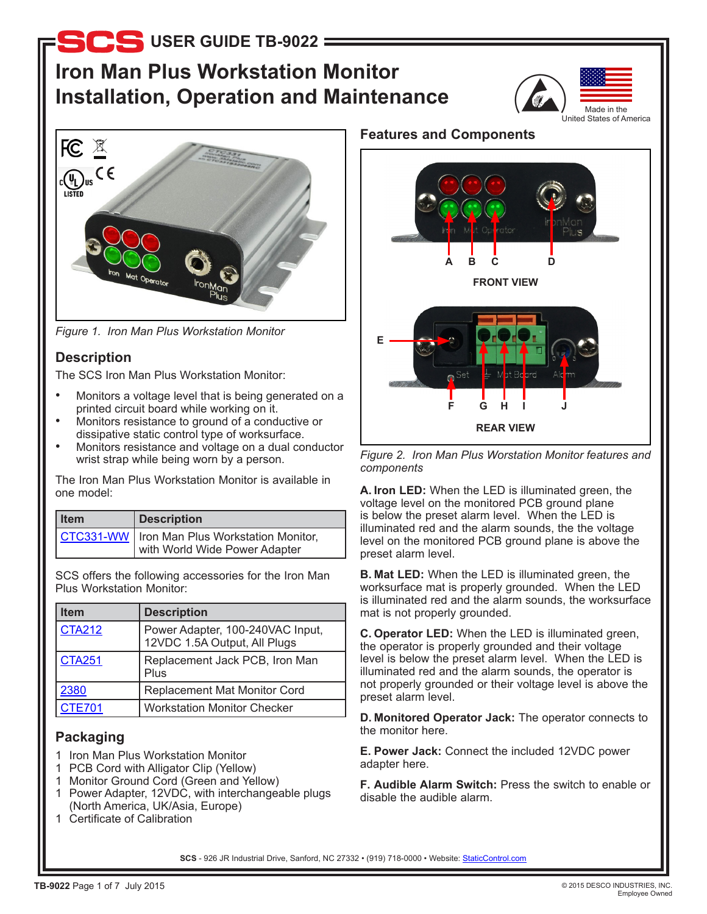# SCS USER GUIDE TB-9022

# Iron Man Plus Workstation Monitor Installation, Operation and Maintenance

Made in the United States of America

*Figure 1. Iron Man Plus Workstation Monitor*

## Description

The SCS Iron Man Plus Workstation Monitor:

- Monitors a voltage level that is being generated on a printed circuit board while working on it.
- Monitors resistance to ground of a conductive or dissipative static control type of worksurface.
- Monitors resistance and voltage on a dual conductor wrist strap while being worn by a person.

The Iron Man Plus Workstation Monitor is available in one model:

| Item | Description |
|---|---|
| CTC331-WW | Iron Man Plus Workstation Monitor, with World Wide Power Adapter |

SCS offers the following accessories for the Iron Man Plus Workstation Monitor:

| Item | Description |
|---|---|
| CTA212 | Power Adapter, 100-240VAC Input, 12VDC 1.5A Output, All Plugs |
| CTA251 | Replacement Jack PCB, Iron Man Plus |
| 2380 | Replacement Mat Monitor Cord |
| CTE701 | Workstation Monitor Checker |

## Packaging

1 Iron Man Plus Workstation Monitor
1 PCB Cord with Alligator Clip (Yellow)
1 Monitor Ground Cord (Green and Yellow)
1 Power Adapter, 12VDC, with interchangeable plugs (North America, UK/Asia, Europe)
1 Certificate of Calibration

## Features and Components

FRONT VIEW

REAR VIEW

*Figure 2. Iron Man Plus Worstation Monitor features and components*

**A. Iron LED:** When the LED is illuminated green, the voltage level on the monitored PCB ground plane is below the preset alarm level. When the LED is illuminated red and the alarm sounds, the the voltage level on the monitored PCB ground plane is above the preset alarm level.

**B. Mat LED:** When the LED is illuminated green, the worksurface mat is properly grounded. When the LED is illuminated red and the alarm sounds, the worksurface mat is not properly grounded.

**C. Operator LED:** When the LED is illuminated green, the operator is properly grounded and their voltage level is below the preset alarm level. When the LED is illuminated red and the alarm sounds, the operator is not properly grounded or their voltage level is above the preset alarm level.

**D. Monitored Operator Jack:** The operator connects to the monitor here.

**E. Power Jack:** Connect the included 12VDC power adapter here.

**F. Audible Alarm Switch:** Press the switch to enable or disable the audible alarm.

**SCS** - 926 JR Industrial Drive, Sanford, NC 27332 • (919) 718-0000 • Website: StaticControl.com

© 2015 DESCO INDUSTRIES, INC. Employee Owned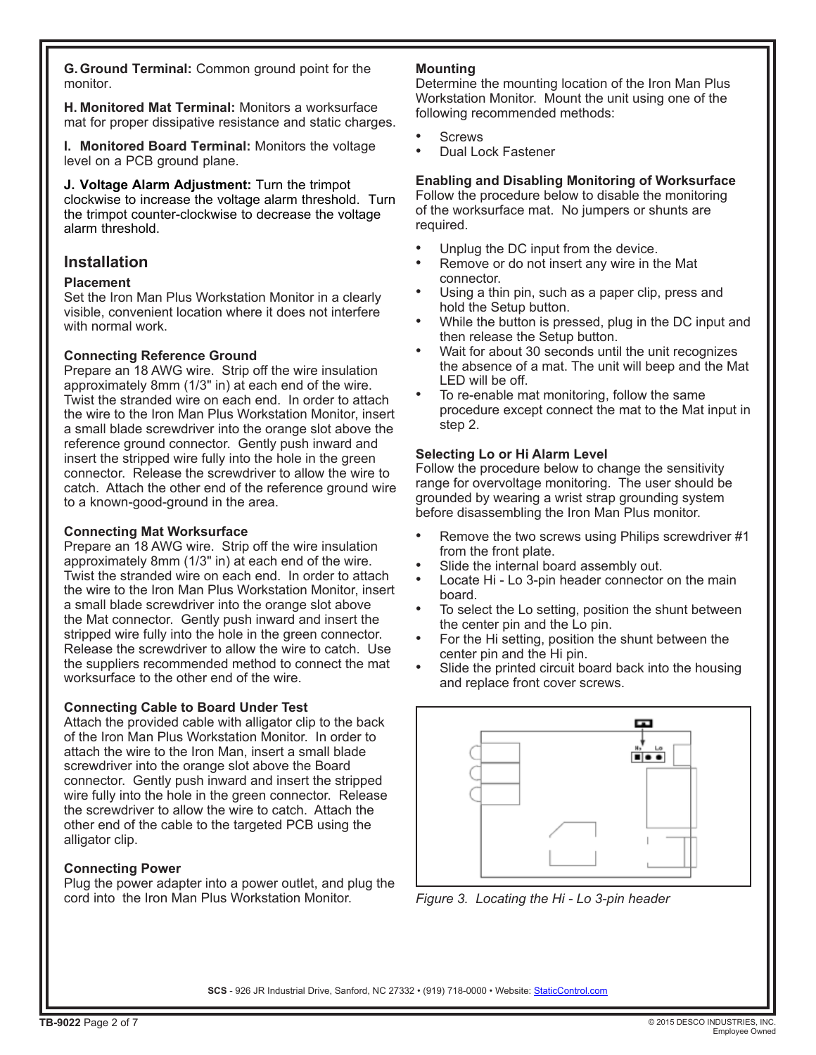**G. Ground Terminal:** Common ground point for the monitor.

**H. Monitored Mat Terminal:** Monitors a worksurface mat for proper dissipative resistance and static charges.

**I. Monitored Board Terminal:** Monitors the voltage level on a PCB ground plane.

**J. Voltage Alarm Adjustment:** Turn the trimpot clockwise to increase the voltage alarm threshold. Turn the trimpot counter-clockwise to decrease the voltage alarm threshold.

## Installation

### Placement

Set the Iron Man Plus Workstation Monitor in a clearly visible, convenient location where it does not interfere with normal work.

### Connecting Reference Ground

Prepare an 18 AWG wire. Strip off the wire insulation approximately 8mm (1/3" in) at each end of the wire. Twist the stranded wire on each end. In order to attach the wire to the Iron Man Plus Workstation Monitor, insert a small blade screwdriver into the orange slot above the reference ground connector. Gently push inward and insert the stripped wire fully into the hole in the green connector. Release the screwdriver to allow the wire to catch. Attach the other end of the reference ground wire to a known-good-ground in the area.

### Connecting Mat Worksurface

Prepare an 18 AWG wire. Strip off the wire insulation approximately 8mm (1/3" in) at each end of the wire. Twist the stranded wire on each end. In order to attach the wire to the Iron Man Plus Workstation Monitor, insert a small blade screwdriver into the orange slot above the Mat connector. Gently push inward and insert the stripped wire fully into the hole in the green connector. Release the screwdriver to allow the wire to catch. Use the suppliers recommended method to connect the mat worksurface to the other end of the wire.

### Connecting Cable to Board Under Test

Attach the provided cable with alligator clip to the back of the Iron Man Plus Workstation Monitor. In order to attach the wire to the Iron Man, insert a small blade screwdriver into the orange slot above the Board connector. Gently push inward and insert the stripped wire fully into the hole in the green connector. Release the screwdriver to allow the wire to catch. Attach the other end of the cable to the targeted PCB using the alligator clip.

### Connecting Power

Plug the power adapter into a power outlet, and plug the cord into the Iron Man Plus Workstation Monitor.

### Mounting

Determine the mounting location of the Iron Man Plus Workstation Monitor. Mount the unit using one of the following recommended methods:

- Screws
- Dual Lock Fastener

### Enabling and Disabling Monitoring of Worksurface

Follow the procedure below to disable the monitoring of the worksurface mat. No jumpers or shunts are required.

- Unplug the DC input from the device.
- Remove or do not insert any wire in the Mat connector.
- Using a thin pin, such as a paper clip, press and hold the Setup button.
- While the button is pressed, plug in the DC input and then release the Setup button.
- Wait for about 30 seconds until the unit recognizes the absence of a mat. The unit will beep and the Mat LED will be off.
- To re-enable mat monitoring, follow the same procedure except connect the mat to the Mat input in step 2.

### Selecting Lo or Hi Alarm Level

Follow the procedure below to change the sensitivity range for overvoltage monitoring. The user should be grounded by wearing a wrist strap grounding system before disassembling the Iron Man Plus monitor.

- Remove the two screws using Philips screwdriver #1 from the front plate.
- Slide the internal board assembly out.
- Locate Hi - Lo 3-pin header connector on the main board.
- To select the Lo setting, position the shunt between the center pin and the Lo pin.
- For the Hi setting, position the shunt between the center pin and the Hi pin.
- Slide the printed circuit board back into the housing and replace front cover screws.

*Figure 3. Locating the Hi - Lo 3-pin header*

**SCS** - 926 JR Industrial Drive, Sanford, NC 27332 • (919) 718-0000 • Website: StaticControl.com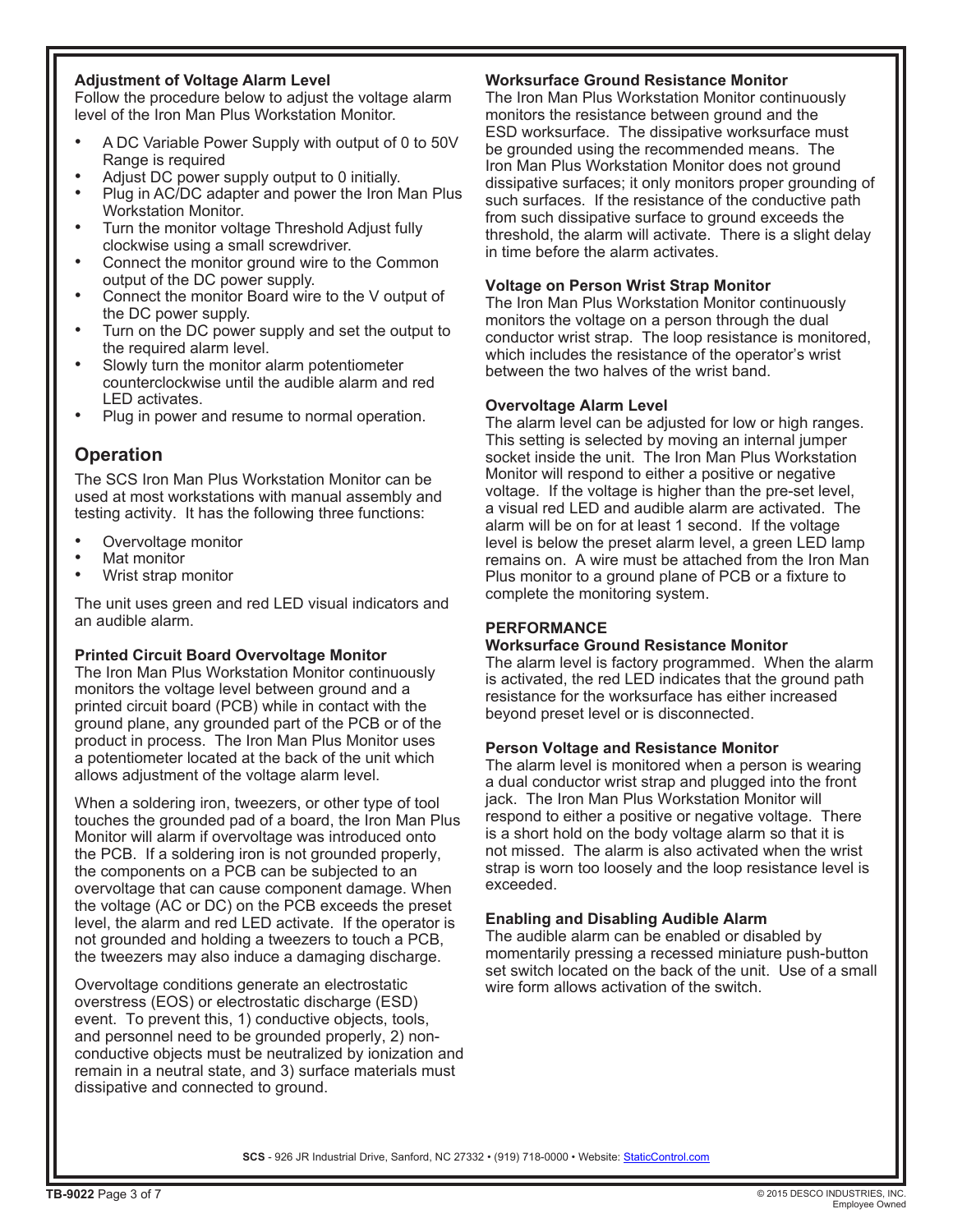### Adjustment of Voltage Alarm Level

Follow the procedure below to adjust the voltage alarm level of the Iron Man Plus Workstation Monitor.

- A DC Variable Power Supply with output of 0 to 50V Range is required
- Adjust DC power supply output to 0 initially.
- Plug in AC/DC adapter and power the Iron Man Plus Workstation Monitor.
- Turn the monitor voltage Threshold Adjust fully clockwise using a small screwdriver.
- Connect the monitor ground wire to the Common output of the DC power supply.
- Connect the monitor Board wire to the V output of the DC power supply.
- Turn on the DC power supply and set the output to the required alarm level.
- Slowly turn the monitor alarm potentiometer counterclockwise until the audible alarm and red LED activates.
- Plug in power and resume to normal operation.

## Operation

The SCS Iron Man Plus Workstation Monitor can be used at most workstations with manual assembly and testing activity. It has the following three functions:

- Overvoltage monitor
- Mat monitor
- Wrist strap monitor

The unit uses green and red LED visual indicators and an audible alarm.

### Printed Circuit Board Overvoltage Monitor

The Iron Man Plus Workstation Monitor continuously monitors the voltage level between ground and a printed circuit board (PCB) while in contact with the ground plane, any grounded part of the PCB or of the product in process. The Iron Man Plus Monitor uses a potentiometer located at the back of the unit which allows adjustment of the voltage alarm level.

When a soldering iron, tweezers, or other type of tool touches the grounded pad of a board, the Iron Man Plus Monitor will alarm if overvoltage was introduced onto the PCB. If a soldering iron is not grounded properly, the components on a PCB can be subjected to an overvoltage that can cause component damage. When the voltage (AC or DC) on the PCB exceeds the preset level, the alarm and red LED activate. If the operator is not grounded and holding a tweezers to touch a PCB, the tweezers may also induce a damaging discharge.

Overvoltage conditions generate an electrostatic overstress (EOS) or electrostatic discharge (ESD) event. To prevent this, 1) conductive objects, tools, and personnel need to be grounded properly, 2) non-conductive objects must be neutralized by ionization and remain in a neutral state, and 3) surface materials must dissipative and connected to ground.

### Worksurface Ground Resistance Monitor

The Iron Man Plus Workstation Monitor continuously monitors the resistance between ground and the ESD worksurface. The dissipative worksurface must be grounded using the recommended means. The Iron Man Plus Workstation Monitor does not ground dissipative surfaces; it only monitors proper grounding of such surfaces. If the resistance of the conductive path from such dissipative surface to ground exceeds the threshold, the alarm will activate. There is a slight delay in time before the alarm activates.

### Voltage on Person Wrist Strap Monitor

The Iron Man Plus Workstation Monitor continuously monitors the voltage on a person through the dual conductor wrist strap. The loop resistance is monitored, which includes the resistance of the operator's wrist between the two halves of the wrist band.

### Overvoltage Alarm Level

The alarm level can be adjusted for low or high ranges. This setting is selected by moving an internal jumper socket inside the unit. The Iron Man Plus Workstation Monitor will respond to either a positive or negative voltage. If the voltage is higher than the pre-set level, a visual red LED and audible alarm are activated. The alarm will be on for at least 1 second. If the voltage level is below the preset alarm level, a green LED lamp remains on. A wire must be attached from the Iron Man Plus monitor to a ground plane of PCB or a fixture to complete the monitoring system.

### PERFORMANCE

### Worksurface Ground Resistance Monitor

The alarm level is factory programmed. When the alarm is activated, the red LED indicates that the ground path resistance for the worksurface has either increased beyond preset level or is disconnected.

### Person Voltage and Resistance Monitor

The alarm level is monitored when a person is wearing a dual conductor wrist strap and plugged into the front jack. The Iron Man Plus Workstation Monitor will respond to either a positive or negative voltage. There is a short hold on the body voltage alarm so that it is not missed. The alarm is also activated when the wrist strap is worn too loosely and the loop resistance level is exceeded.

### Enabling and Disabling Audible Alarm

The audible alarm can be enabled or disabled by momentarily pressing a recessed miniature push-button set switch located on the back of the unit. Use of a small wire form allows activation of the switch.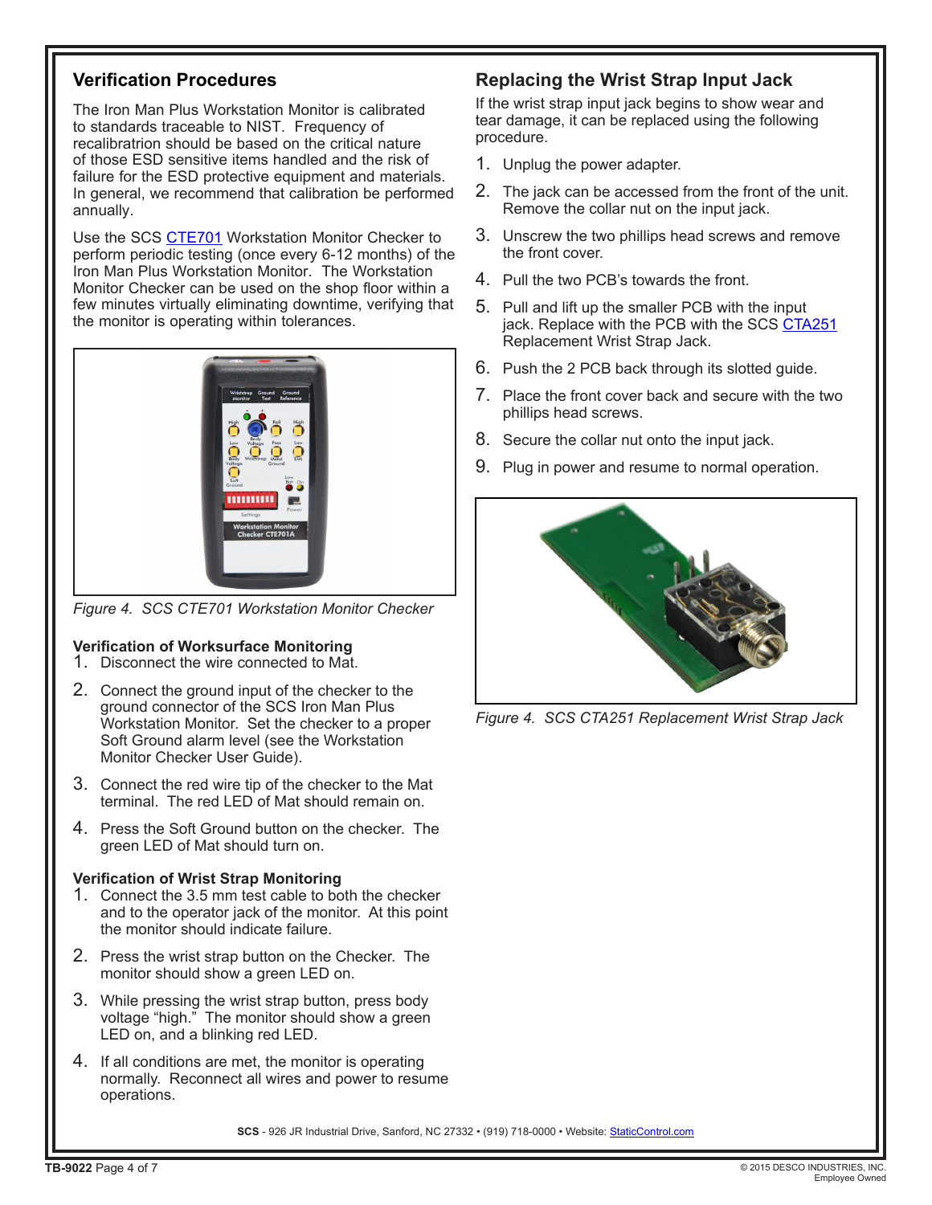## Verification Procedures

The Iron Man Plus Workstation Monitor is calibrated to standards traceable to NIST. Frequency of recalibratrion should be based on the critical nature of those ESD sensitive items handled and the risk of failure for the ESD protective equipment and materials. In general, we recommend that calibration be performed annually.

Use the SCS CTE701 Workstation Monitor Checker to perform periodic testing (once every 6-12 months) of the Iron Man Plus Workstation Monitor. The Workstation Monitor Checker can be used on the shop floor within a few minutes virtually eliminating downtime, verifying that the monitor is operating within tolerances.

*Figure 4. SCS CTE701 Workstation Monitor Checker*

### Verification of Worksurface Monitoring

1. Disconnect the wire connected to Mat.
2. Connect the ground input of the checker to the ground connector of the SCS Iron Man Plus Workstation Monitor. Set the checker to a proper Soft Ground alarm level (see the Workstation Monitor Checker User Guide).
3. Connect the red wire tip of the checker to the Mat terminal. The red LED of Mat should remain on.
4. Press the Soft Ground button on the checker. The green LED of Mat should turn on.

### Verification of Wrist Strap Monitoring

1. Connect the 3.5 mm test cable to both the checker and to the operator jack of the monitor. At this point the monitor should indicate failure.
2. Press the wrist strap button on the Checker. The monitor should show a green LED on.
3. While pressing the wrist strap button, press body voltage "high." The monitor should show a green LED on, and a blinking red LED.
4. If all conditions are met, the monitor is operating normally. Reconnect all wires and power to resume operations.

## Replacing the Wrist Strap Input Jack

If the wrist strap input jack begins to show wear and tear damage, it can be replaced using the following procedure.

1. Unplug the power adapter.
2. The jack can be accessed from the front of the unit. Remove the collar nut on the input jack.
3. Unscrew the two phillips head screws and remove the front cover.
4. Pull the two PCB's towards the front.
5. Pull and lift up the smaller PCB with the input jack. Replace with the PCB with the SCS CTA251 Replacement Wrist Strap Jack.
6. Push the 2 PCB back through its slotted guide.
7. Place the front cover back and secure with the two phillips head screws.
8. Secure the collar nut onto the input jack.
9. Plug in power and resume to normal operation.

*Figure 4. SCS CTA251 Replacement Wrist Strap Jack*

**SCS** - 926 JR Industrial Drive, Sanford, NC 27332 • (919) 718-0000 • Website: StaticControl.com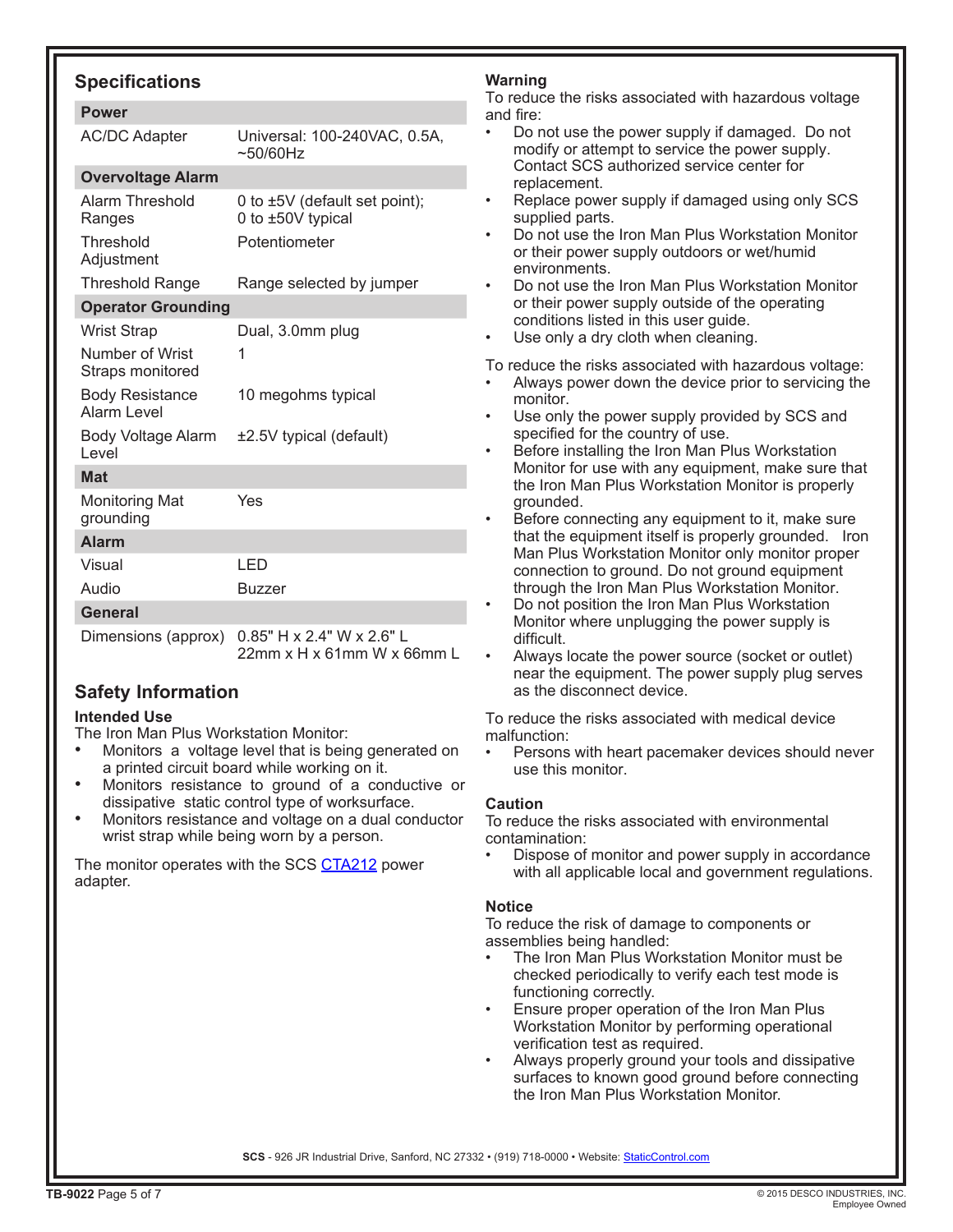## Specifications

| Power | |
|---|---|
| AC/DC Adapter | Universal: 100-240VAC, 0.5A, ~50/60Hz |
| **Overvoltage Alarm** | |
| Alarm Threshold Ranges | 0 to ±5V (default set point); 0 to ±50V typical |
| Threshold Adjustment | Potentiometer |
| Threshold Range | Range selected by jumper |
| **Operator Grounding** | |
| Wrist Strap | Dual, 3.0mm plug |
| Number of Wrist Straps monitored | 1 |
| Body Resistance Alarm Level | 10 megohms typical |
| Body Voltage Alarm Level | ±2.5V typical (default) |
| **Mat** | |
| Monitoring Mat grounding | Yes |
| **Alarm** | |
| Visual | LED |
| Audio | Buzzer |
| **General** | |
| Dimensions (approx) | 0.85" H x 2.4" W x 2.6" L<br>22mm x H x 61mm W x 66mm L |

## Safety Information

### Intended Use

The Iron Man Plus Workstation Monitor:

- Monitors a voltage level that is being generated on a printed circuit board while working on it.
- Monitors resistance to ground of a conductive or dissipative static control type of worksurface.
- Monitors resistance and voltage on a dual conductor wrist strap while being worn by a person.

The monitor operates with the SCS CTA212 power adapter.

### Warning

To reduce the risks associated with hazardous voltage and fire:

- Do not use the power supply if damaged. Do not modify or attempt to service the power supply. Contact SCS authorized service center for replacement.
- Replace power supply if damaged using only SCS supplied parts.
- Do not use the Iron Man Plus Workstation Monitor or their power supply outdoors or wet/humid environments.
- Do not use the Iron Man Plus Workstation Monitor or their power supply outside of the operating conditions listed in this user guide.
- Use only a dry cloth when cleaning.

To reduce the risks associated with hazardous voltage:

- Always power down the device prior to servicing the monitor.
- Use only the power supply provided by SCS and specified for the country of use.
- Before installing the Iron Man Plus Workstation Monitor for use with any equipment, make sure that the Iron Man Plus Workstation Monitor is properly grounded.
- Before connecting any equipment to it, make sure that the equipment itself is properly grounded. Iron Man Plus Workstation Monitor only monitor proper connection to ground. Do not ground equipment through the Iron Man Plus Workstation Monitor.
- Do not position the Iron Man Plus Workstation Monitor where unplugging the power supply is difficult.
- Always locate the power source (socket or outlet) near the equipment. The power supply plug serves as the disconnect device.

To reduce the risks associated with medical device malfunction:

- Persons with heart pacemaker devices should never use this monitor.

### Caution

To reduce the risks associated with environmental contamination:

- Dispose of monitor and power supply in accordance with all applicable local and government regulations.

### Notice

To reduce the risk of damage to components or assemblies being handled:

- The Iron Man Plus Workstation Monitor must be checked periodically to verify each test mode is functioning correctly.
- Ensure proper operation of the Iron Man Plus Workstation Monitor by performing operational verification test as required.
- Always properly ground your tools and dissipative surfaces to known good ground before connecting the Iron Man Plus Workstation Monitor.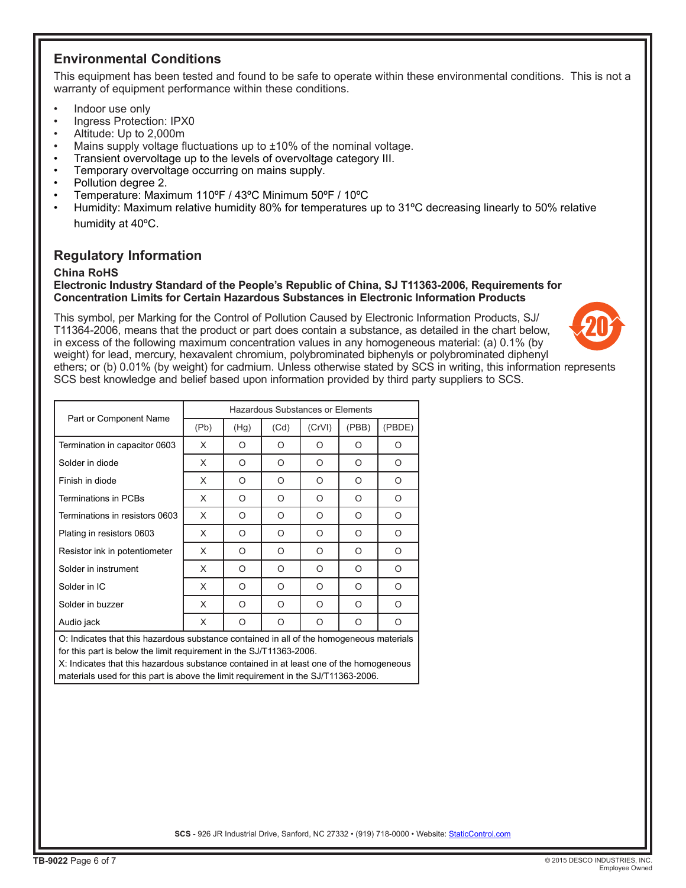## Environmental Conditions

This equipment has been tested and found to be safe to operate within these environmental conditions. This is not a warranty of equipment performance within these conditions.

- Indoor use only
- Ingress Protection: IPX0
- Altitude: Up to 2,000m
- Mains supply voltage fluctuations up to ±10% of the nominal voltage.
- Transient overvoltage up to the levels of overvoltage category III.
- Temporary overvoltage occurring on mains supply.
- Pollution degree 2.
- Temperature: Maximum 110ºF / 43ºC Minimum 50ºF / 10ºC
- Humidity: Maximum relative humidity 80% for temperatures up to 31ºC decreasing linearly to 50% relative humidity at 40ºC.

## Regulatory Information

**China RoHS**

**Electronic Industry Standard of the People's Republic of China, SJ T11363-2006, Requirements for Concentration Limits for Certain Hazardous Substances in Electronic Information Products**

This symbol, per Marking for the Control of Pollution Caused by Electronic Information Products, SJ/T11364-2006, means that the product or part does contain a substance, as detailed in the chart below, in excess of the following maximum concentration values in any homogeneous material: (a) 0.1% (by weight) for lead, mercury, hexavalent chromium, polybrominated biphenyls or polybrominated diphenyl ethers; or (b) 0.01% (by weight) for cadmium. Unless otherwise stated by SCS in writing, this information represents SCS best knowledge and belief based upon information provided by third party suppliers to SCS.

| Part or Component Name | Hazardous Substances or Elements | | | | | |
|---|---|---|---|---|---|---|
| | (Pb) | (Hg) | (Cd) | (CrVI) | (PBB) | (PBDE) |
| Termination in capacitor 0603 | X | O | O | O | O | O |
| Solder in diode | X | O | O | O | O | O |
| Finish in diode | X | O | O | O | O | O |
| Terminations in PCBs | X | O | O | O | O | O |
| Terminations in resistors 0603 | X | O | O | O | O | O |
| Plating in resistors 0603 | X | O | O | O | O | O |
| Resistor ink in potentiometer | X | O | O | O | O | O |
| Solder in instrument | X | O | O | O | O | O |
| Solder in IC | X | O | O | O | O | O |
| Solder in buzzer | X | O | O | O | O | O |
| Audio jack | X | O | O | O | O | O |

O: Indicates that this hazardous substance contained in all of the homogeneous materials for this part is below the limit requirement in the SJ/T11363-2006.
X: Indicates that this hazardous substance contained in at least one of the homogeneous materials used for this part is above the limit requirement in the SJ/T11363-2006.

**SCS** - 926 JR Industrial Drive, Sanford, NC 27332 • (919) 718-0000 • Website: StaticControl.com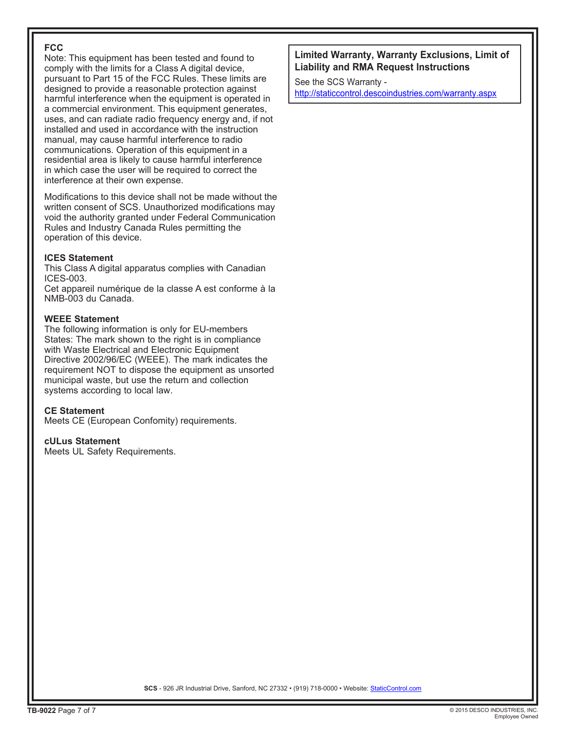### FCC

Note: This equipment has been tested and found to comply with the limits for a Class A digital device, pursuant to Part 15 of the FCC Rules. These limits are designed to provide a reasonable protection against harmful interference when the equipment is operated in a commercial environment. This equipment generates, uses, and can radiate radio frequency energy and, if not installed and used in accordance with the instruction manual, may cause harmful interference to radio communications. Operation of this equipment in a residential area is likely to cause harmful interference in which case the user will be required to correct the interference at their own expense.

Modifications to this device shall not be made without the written consent of SCS. Unauthorized modifications may void the authority granted under Federal Communication Rules and Industry Canada Rules permitting the operation of this device.

### ICES Statement

This Class A digital apparatus complies with Canadian ICES-003.
Cet appareil numérique de la classe A est conforme à la NMB-003 du Canada.

### WEEE Statement

The following information is only for EU-members States: The mark shown to the right is in compliance with Waste Electrical and Electronic Equipment Directive 2002/96/EC (WEEE). The mark indicates the requirement NOT to dispose the equipment as unsorted municipal waste, but use the return and collection systems according to local law.

### CE Statement

Meets CE (European Confomity) requirements.

### cULus Statement

Meets UL Safety Requirements.

### Limited Warranty, Warranty Exclusions, Limit of Liability and RMA Request Instructions

See the SCS Warranty -
http://staticcontrol.descoindustries.com/warranty.aspx

**SCS** - 926 JR Industrial Drive, Sanford, NC 27332 • (919) 718-0000 • Website: StaticControl.com

© 2015 DESCO INDUSTRIES, INC.
Employee Owned